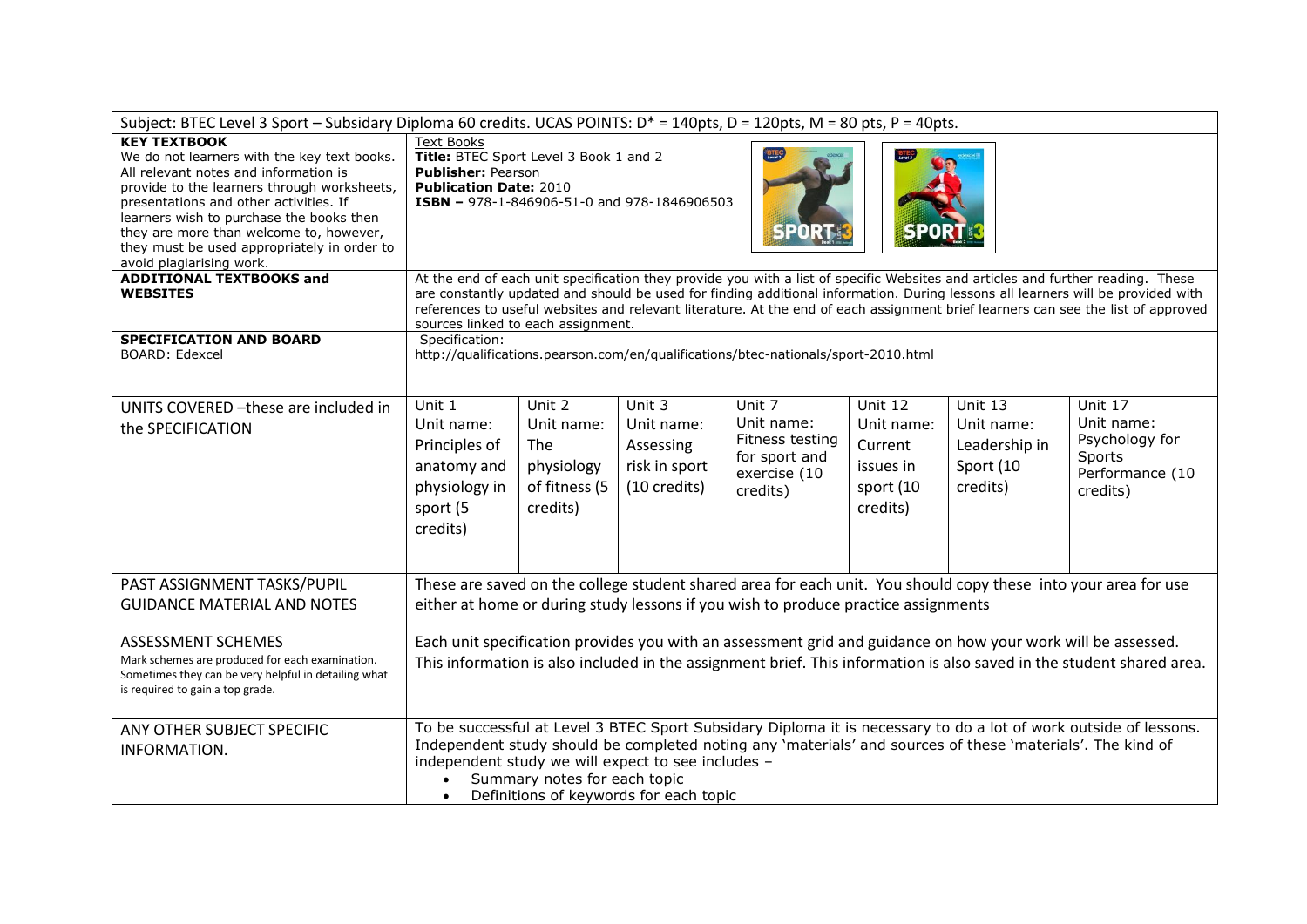| Subject: BTEC Level 3 Sport – Subsidary Diploma 60 credits. UCAS POINTS: D* = 140pts, D = 120pts, M = 80 pts, P = 40pts. | | | | | | | |
|---|---|---|---|---|---|---|---|
| **KEY TEXTBOOK** We do not learners with the key text books. All relevant notes and information is provide to the learners through worksheets, presentations and other activities. If learners wish to purchase the books then they are more than welcome to, however, they must be used appropriately in order to avoid plagiarising work. | Text Books **Title:** BTEC Sport Level 3 Book 1 and 2 **Publisher:** Pearson **Publication Date:** 2010 **ISBN –** 978-1-846906-51-0 and 978-1846906503 | | | | | | |
| **ADDITIONAL TEXTBOOKS and WEBSITES** | At the end of each unit specification they provide you with a list of specific Websites and articles and further reading. These are constantly updated and should be used for finding additional information. During lessons all learners will be provided with references to useful websites and relevant literature. At the end of each assignment brief learners can see the list of approved sources linked to each assignment. | | | | | | |
| **SPECIFICATION AND BOARD** BOARD: Edexcel | Specification: http://qualifications.pearson.com/en/qualifications/btec-nationals/sport-2010.html | | | | | | |
| UNITS COVERED –these are included in the SPECIFICATION | Unit 1 Unit name: Principles of anatomy and physiology in sport (5 credits) | Unit 2 Unit name: The physiology of fitness (5 credits) | Unit 3 Unit name: Assessing risk in sport (10 credits) | Unit 7 Unit name: Fitness testing for sport and exercise (10 credits) | Unit 12 Unit name: Current issues in sport (10 credits) | Unit 13 Unit name: Leadership in Sport (10 credits) | Unit 17 Unit name: Psychology for Sports Performance (10 credits) |
| PAST ASSIGNMENT TASKS/PUPIL GUIDANCE MATERIAL AND NOTES | These are saved on the college student shared area for each unit. You should copy these into your area for use either at home or during study lessons if you wish to produce practice assignments | | | | | | |
| ASSESSMENT SCHEMES Mark schemes are produced for each examination. Sometimes they can be very helpful in detailing what is required to gain a top grade. | Each unit specification provides you with an assessment grid and guidance on how your work will be assessed. This information is also included in the assignment brief. This information is also saved in the student shared area. | | | | | | |
| ANY OTHER SUBJECT SPECIFIC INFORMATION. | To be successful at Level 3 BTEC Sport Subsidary Diploma it is necessary to do a lot of work outside of lessons. Independent study should be completed noting any 'materials' and sources of these 'materials'. The kind of independent study we will expect to see includes – <br>• Summary notes for each topic <br>• Definitions of keywords for each topic | | | | | | |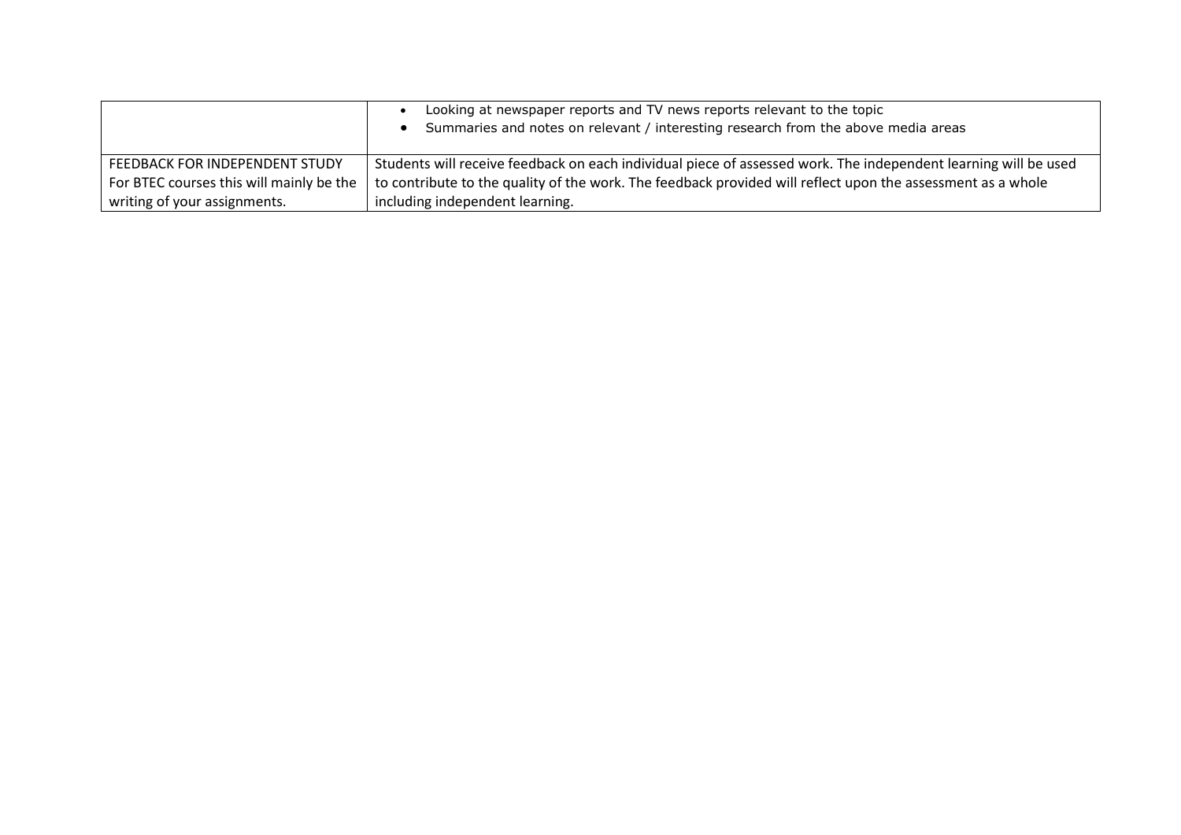| | |
|---|---|
| | • Looking at newspaper reports and TV news reports relevant to the topic<br>• Summaries and notes on relevant / interesting research from the above media areas |
| FEEDBACK FOR INDEPENDENT STUDY<br>For BTEC courses this will mainly be the writing of your assignments. | Students will receive feedback on each individual piece of assessed work. The independent learning will be used to contribute to the quality of the work. The feedback provided will reflect upon the assessment as a whole including independent learning. |